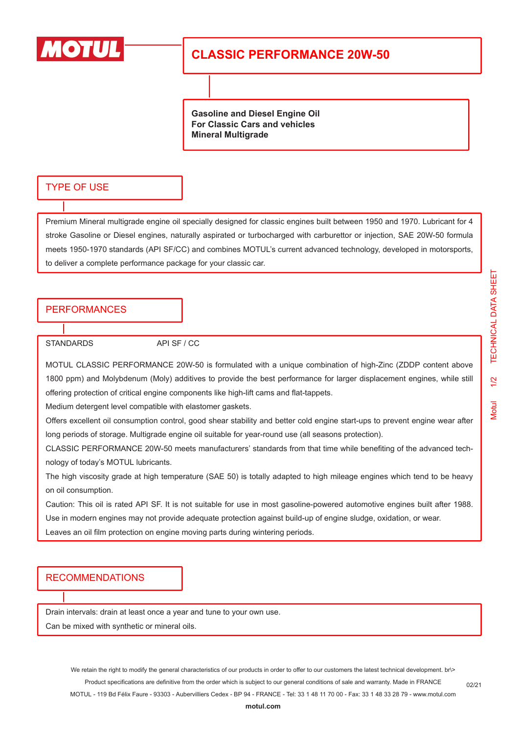# MOTUL

## CLASSIC PERFORMANCE 20W-50

**Gasoline and Diesel Engine Oil**
**For Classic Cars and vehicles**
**Mineral Multigrade**

## TYPE OF USE

Premium Mineral multigrade engine oil specially designed for classic engines built between 1950 and 1970. Lubricant for 4 stroke Gasoline or Diesel engines, naturally aspirated or turbocharged with carburettor or injection, SAE 20W-50 formula meets 1950-1970 standards (API SF/CC) and combines MOTUL's current advanced technology, developed in motorsports, to deliver a complete performance package for your classic car.

## PERFORMANCES

STANDARDS API SF / CC

MOTUL CLASSIC PERFORMANCE 20W-50 is formulated with a unique combination of high-Zinc (ZDDP content above 1800 ppm) and Molybdenum (Moly) additives to provide the best performance for larger displacement engines, while still offering protection of critical engine components like high-lift cams and flat-tappets.

Medium detergent level compatible with elastomer gaskets.

Offers excellent oil consumption control, good shear stability and better cold engine start-ups to prevent engine wear after long periods of storage. Multigrade engine oil suitable for year-round use (all seasons protection).

CLASSIC PERFORMANCE 20W-50 meets manufacturers' standards from that time while benefiting of the advanced technology of today's MOTUL lubricants.

The high viscosity grade at high temperature (SAE 50) is totally adapted to high mileage engines which tend to be heavy on oil consumption.

Caution: This oil is rated API SF. It is not suitable for use in most gasoline-powered automotive engines built after 1988. Use in modern engines may not provide adequate protection against build-up of engine sludge, oxidation, or wear.

Leaves an oil film protection on engine moving parts during wintering periods.

## RECOMMENDATIONS

Drain intervals: drain at least once a year and tune to your own use.

Can be mixed with synthetic or mineral oils.

We retain the right to modify the general characteristics of our products in order to offer to our customers the latest technical development. br\>
Product specifications are definitive from the order which is subject to our general conditions of sale and warranty. Made in FRANCE
MOTUL - 119 Bd Félix Faure - 93303 - Aubervilliers Cedex - BP 94 - FRANCE - Tel: 33 1 48 11 70 00 - Fax: 33 1 48 33 28 79 - www.motul.com

02/21

**motul.com**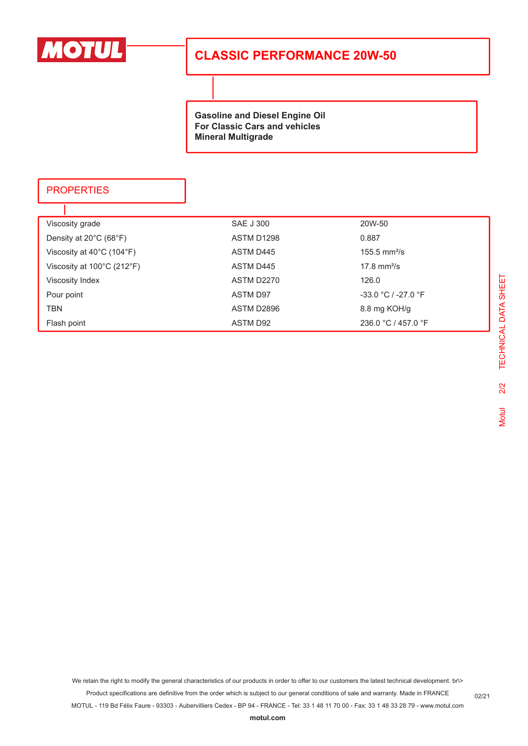# CLASSIC PERFORMANCE 20W-50

**Gasoline and Diesel Engine Oil**
**For Classic Cars and vehicles**
**Mineral Multigrade**

## PROPERTIES

| | | |
|---|---|---|
| Viscosity grade | SAE J 300 | 20W-50 |
| Density at 20°C (68°F) | ASTM D1298 | 0.887 |
| Viscosity at 40°C (104°F) | ASTM D445 | 155.5 mm²/s |
| Viscosity at 100°C (212°F) | ASTM D445 | 17.8 mm²/s |
| Viscosity Index | ASTM D2270 | 126.0 |
| Pour point | ASTM D97 | -33.0 °C / -27.0 °F |
| TBN | ASTM D2896 | 8.8 mg KOH/g |
| Flash point | ASTM D92 | 236.0 °C / 457.0 °F |

We retain the right to modify the general characteristics of our products in order to offer to our customers the latest technical development. br\>
Product specifications are definitive from the order which is subject to our general conditions of sale and warranty. Made in FRANCE

MOTUL - 119 Bd Félix Faure - 93303 - Aubervilliers Cedex - BP 94 - FRANCE - Tel: 33 1 48 11 70 00 - Fax: 33 1 48 33 28 79 - www.motul.com

02/21

**motul.com**